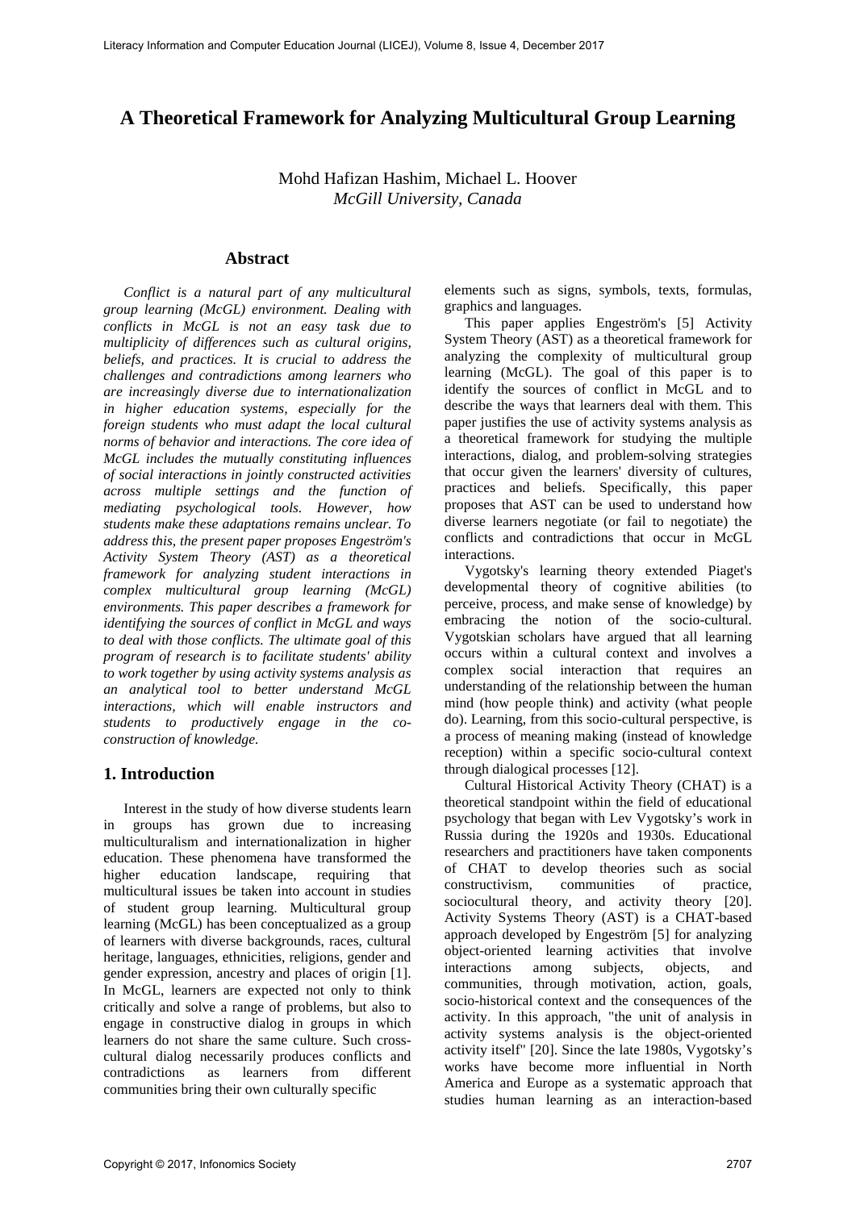# A Theoretical Framework for Analyzing Multicultural Group Learning

Mohd Hafizan Hashim, Michael L. Hoover
*McGill University, Canada*

## Abstract

*Conflict is a natural part of any multicultural group learning (McGL) environment. Dealing with conflicts in McGL is not an easy task due to multiplicity of differences such as cultural origins, beliefs, and practices. It is crucial to address the challenges and contradictions among learners who are increasingly diverse due to internationalization in higher education systems, especially for the foreign students who must adapt the local cultural norms of behavior and interactions. The core idea of McGL includes the mutually constituting influences of social interactions in jointly constructed activities across multiple settings and the function of mediating psychological tools. However, how students make these adaptations remains unclear. To address this, the present paper proposes Engeström's Activity System Theory (AST) as a theoretical framework for analyzing student interactions in complex multicultural group learning (McGL) environments. This paper describes a framework for identifying the sources of conflict in McGL and ways to deal with those conflicts. The ultimate goal of this program of research is to facilitate students' ability to work together by using activity systems analysis as an analytical tool to better understand McGL interactions, which will enable instructors and students to productively engage in the co-construction of knowledge.*

## 1. Introduction

Interest in the study of how diverse students learn in groups has grown due to increasing multiculturalism and internationalization in higher education. These phenomena have transformed the higher education landscape, requiring that multicultural issues be taken into account in studies of student group learning. Multicultural group learning (McGL) has been conceptualized as a group of learners with diverse backgrounds, races, cultural heritage, languages, ethnicities, religions, gender and gender expression, ancestry and places of origin [1]. In McGL, learners are expected not only to think critically and solve a range of problems, but also to engage in constructive dialog in groups in which learners do not share the same culture. Such cross-cultural dialog necessarily produces conflicts and contradictions as learners from different communities bring their own culturally specific elements such as signs, symbols, texts, formulas, graphics and languages.

This paper applies Engeström's [5] Activity System Theory (AST) as a theoretical framework for analyzing the complexity of multicultural group learning (McGL). The goal of this paper is to identify the sources of conflict in McGL and to describe the ways that learners deal with them. This paper justifies the use of activity systems analysis as a theoretical framework for studying the multiple interactions, dialog, and problem-solving strategies that occur given the learners' diversity of cultures, practices and beliefs. Specifically, this paper proposes that AST can be used to understand how diverse learners negotiate (or fail to negotiate) the conflicts and contradictions that occur in McGL interactions.

Vygotsky's learning theory extended Piaget's developmental theory of cognitive abilities (to perceive, process, and make sense of knowledge) by embracing the notion of the socio-cultural. Vygotskian scholars have argued that all learning occurs within a cultural context and involves a complex social interaction that requires an understanding of the relationship between the human mind (how people think) and activity (what people do). Learning, from this socio-cultural perspective, is a process of meaning making (instead of knowledge reception) within a specific socio-cultural context through dialogical processes [12].

Cultural Historical Activity Theory (CHAT) is a theoretical standpoint within the field of educational psychology that began with Lev Vygotsky's work in Russia during the 1920s and 1930s. Educational researchers and practitioners have taken components of CHAT to develop theories such as social constructivism, communities of practice, sociocultural theory, and activity theory [20]. Activity Systems Theory (AST) is a CHAT-based approach developed by Engeström [5] for analyzing object-oriented learning activities that involve interactions among subjects, objects, and communities, through motivation, action, goals, socio-historical context and the consequences of the activity. In this approach, "the unit of analysis in activity systems analysis is the object-oriented activity itself" [20]. Since the late 1980s, Vygotsky's works have become more influential in North America and Europe as a systematic approach that studies human learning as an interaction-based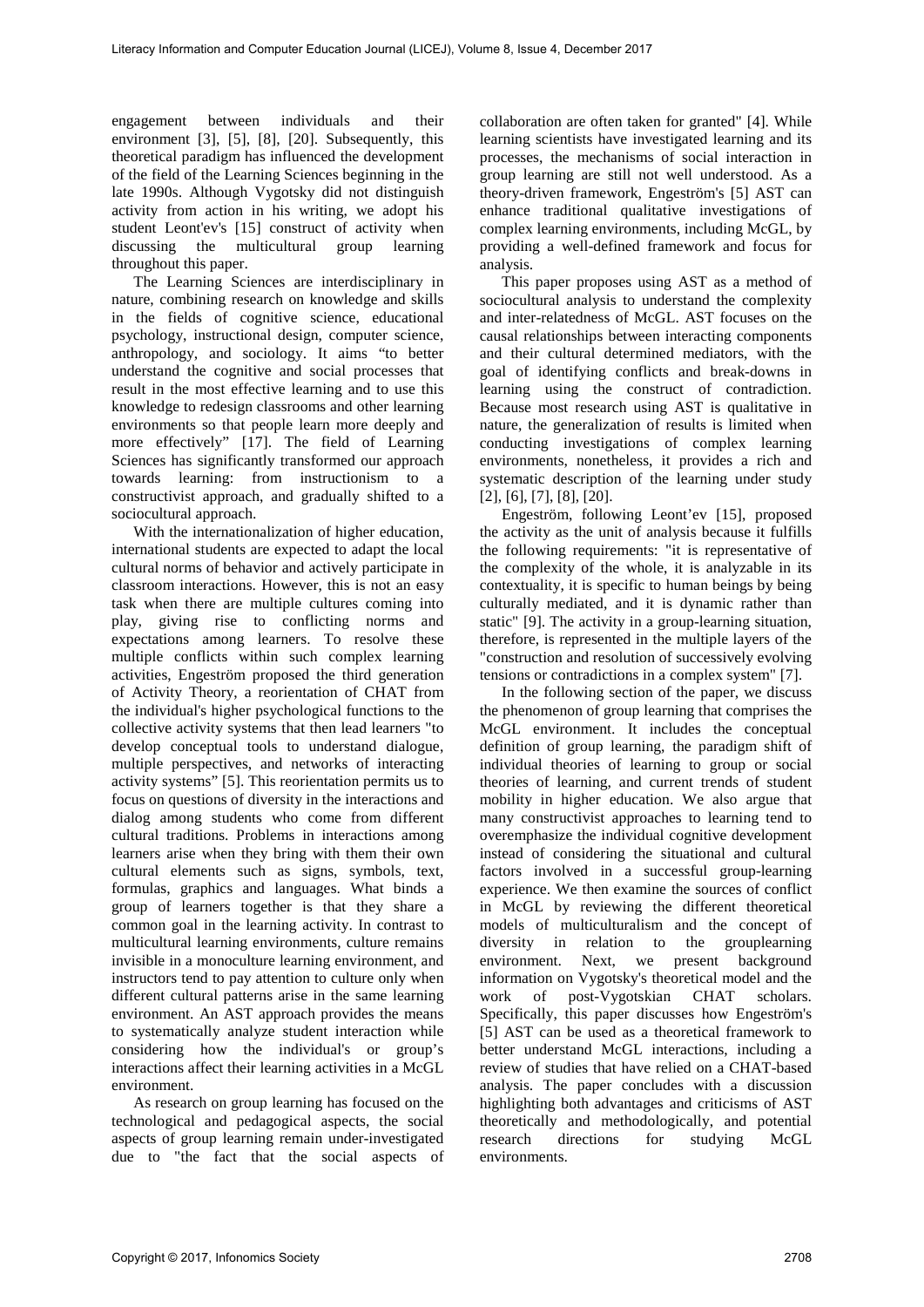engagement between individuals and their environment [3], [5], [8], [20]. Subsequently, this theoretical paradigm has influenced the development of the field of the Learning Sciences beginning in the late 1990s. Although Vygotsky did not distinguish activity from action in his writing, we adopt his student Leont'ev's [15] construct of activity when discussing the multicultural group learning throughout this paper.

The Learning Sciences are interdisciplinary in nature, combining research on knowledge and skills in the fields of cognitive science, educational psychology, instructional design, computer science, anthropology, and sociology. It aims "to better understand the cognitive and social processes that result in the most effective learning and to use this knowledge to redesign classrooms and other learning environments so that people learn more deeply and more effectively" [17]. The field of Learning Sciences has significantly transformed our approach towards learning: from instructionism to a constructivist approach, and gradually shifted to a sociocultural approach.

With the internationalization of higher education, international students are expected to adapt the local cultural norms of behavior and actively participate in classroom interactions. However, this is not an easy task when there are multiple cultures coming into play, giving rise to conflicting norms and expectations among learners. To resolve these multiple conflicts within such complex learning activities, Engeström proposed the third generation of Activity Theory, a reorientation of CHAT from the individual's higher psychological functions to the collective activity systems that then lead learners "to develop conceptual tools to understand dialogue, multiple perspectives, and networks of interacting activity systems" [5]. This reorientation permits us to focus on questions of diversity in the interactions and dialog among students who come from different cultural traditions. Problems in interactions among learners arise when they bring with them their own cultural elements such as signs, symbols, text, formulas, graphics and languages. What binds a group of learners together is that they share a common goal in the learning activity. In contrast to multicultural learning environments, culture remains invisible in a monoculture learning environment, and instructors tend to pay attention to culture only when different cultural patterns arise in the same learning environment. An AST approach provides the means to systematically analyze student interaction while considering how the individual's or group's interactions affect their learning activities in a McGL environment.

As research on group learning has focused on the technological and pedagogical aspects, the social aspects of group learning remain under-investigated due to "the fact that the social aspects of collaboration are often taken for granted" [4]. While learning scientists have investigated learning and its processes, the mechanisms of social interaction in group learning are still not well understood. As a theory-driven framework, Engeström's [5] AST can enhance traditional qualitative investigations of complex learning environments, including McGL, by providing a well-defined framework and focus for analysis.

This paper proposes using AST as a method of sociocultural analysis to understand the complexity and inter-relatedness of McGL. AST focuses on the causal relationships between interacting components and their cultural determined mediators, with the goal of identifying conflicts and break-downs in learning using the construct of contradiction. Because most research using AST is qualitative in nature, the generalization of results is limited when conducting investigations of complex learning environments, nonetheless, it provides a rich and systematic description of the learning under study [2], [6], [7], [8], [20].

Engeström, following Leont'ev [15], proposed the activity as the unit of analysis because it fulfills the following requirements: "it is representative of the complexity of the whole, it is analyzable in its contextuality, it is specific to human beings by being culturally mediated, and it is dynamic rather than static" [9]. The activity in a group-learning situation, therefore, is represented in the multiple layers of the "construction and resolution of successively evolving tensions or contradictions in a complex system" [7].

In the following section of the paper, we discuss the phenomenon of group learning that comprises the McGL environment. It includes the conceptual definition of group learning, the paradigm shift of individual theories of learning to group or social theories of learning, and current trends of student mobility in higher education. We also argue that many constructivist approaches to learning tend to overemphasize the individual cognitive development instead of considering the situational and cultural factors involved in a successful group-learning experience. We then examine the sources of conflict in McGL by reviewing the different theoretical models of multiculturalism and the concept of diversity in relation to the grouplearning environment. Next, we present background information on Vygotsky's theoretical model and the work of post-Vygotskian CHAT scholars. Specifically, this paper discusses how Engeström's [5] AST can be used as a theoretical framework to better understand McGL interactions, including a review of studies that have relied on a CHAT-based analysis. The paper concludes with a discussion highlighting both advantages and criticisms of AST theoretically and methodologically, and potential research directions for studying McGL environments.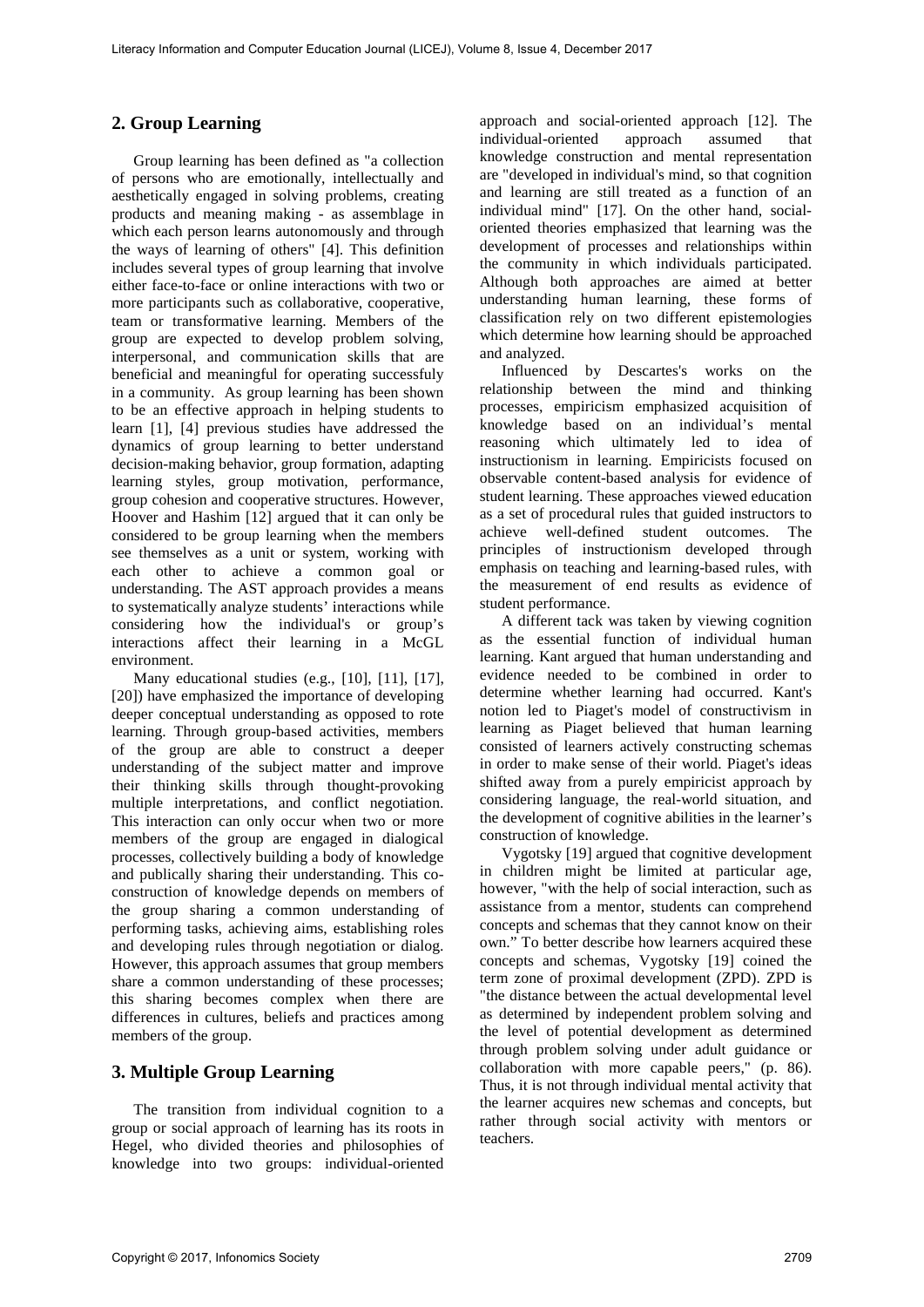## 2. Group Learning

Group learning has been defined as "a collection of persons who are emotionally, intellectually and aesthetically engaged in solving problems, creating products and meaning making - as assemblage in which each person learns autonomously and through the ways of learning of others" [4]. This definition includes several types of group learning that involve either face-to-face or online interactions with two or more participants such as collaborative, cooperative, team or transformative learning. Members of the group are expected to develop problem solving, interpersonal, and communication skills that are beneficial and meaningful for operating successfuly in a community. As group learning has been shown to be an effective approach in helping students to learn [1], [4] previous studies have addressed the dynamics of group learning to better understand decision-making behavior, group formation, adapting learning styles, group motivation, performance, group cohesion and cooperative structures. However, Hoover and Hashim [12] argued that it can only be considered to be group learning when the members see themselves as a unit or system, working with each other to achieve a common goal or understanding. The AST approach provides a means to systematically analyze students' interactions while considering how the individual's or group's interactions affect their learning in a McGL environment.

Many educational studies (e.g., [10], [11], [17], [20]) have emphasized the importance of developing deeper conceptual understanding as opposed to rote learning. Through group-based activities, members of the group are able to construct a deeper understanding of the subject matter and improve their thinking skills through thought-provoking multiple interpretations, and conflict negotiation. This interaction can only occur when two or more members of the group are engaged in dialogical processes, collectively building a body of knowledge and publically sharing their understanding. This co-construction of knowledge depends on members of the group sharing a common understanding of performing tasks, achieving aims, establishing roles and developing rules through negotiation or dialog. However, this approach assumes that group members share a common understanding of these processes; this sharing becomes complex when there are differences in cultures, beliefs and practices among members of the group.

## 3. Multiple Group Learning

The transition from individual cognition to a group or social approach of learning has its roots in Hegel, who divided theories and philosophies of knowledge into two groups: individual-oriented approach and social-oriented approach [12]. The individual-oriented approach assumed that knowledge construction and mental representation are "developed in individual's mind, so that cognition and learning are still treated as a function of an individual mind" [17]. On the other hand, social-oriented theories emphasized that learning was the development of processes and relationships within the community in which individuals participated. Although both approaches are aimed at better understanding human learning, these forms of classification rely on two different epistemologies which determine how learning should be approached and analyzed.

Influenced by Descartes's works on the relationship between the mind and thinking processes, empiricism emphasized acquisition of knowledge based on an individual's mental reasoning which ultimately led to idea of instructionism in learning. Empiricists focused on observable content-based analysis for evidence of student learning. These approaches viewed education as a set of procedural rules that guided instructors to achieve well-defined student outcomes. The principles of instructionism developed through emphasis on teaching and learning-based rules, with the measurement of end results as evidence of student performance.

A different tack was taken by viewing cognition as the essential function of individual human learning. Kant argued that human understanding and evidence needed to be combined in order to determine whether learning had occurred. Kant's notion led to Piaget's model of constructivism in learning as Piaget believed that human learning consisted of learners actively constructing schemas in order to make sense of their world. Piaget's ideas shifted away from a purely empiricist approach by considering language, the real-world situation, and the development of cognitive abilities in the learner's construction of knowledge.

Vygotsky [19] argued that cognitive development in children might be limited at particular age, however, "with the help of social interaction, such as assistance from a mentor, students can comprehend concepts and schemas that they cannot know on their own." To better describe how learners acquired these concepts and schemas, Vygotsky [19] coined the term zone of proximal development (ZPD). ZPD is "the distance between the actual developmental level as determined by independent problem solving and the level of potential development as determined through problem solving under adult guidance or collaboration with more capable peers," (p. 86). Thus, it is not through individual mental activity that the learner acquires new schemas and concepts, but rather through social activity with mentors or teachers.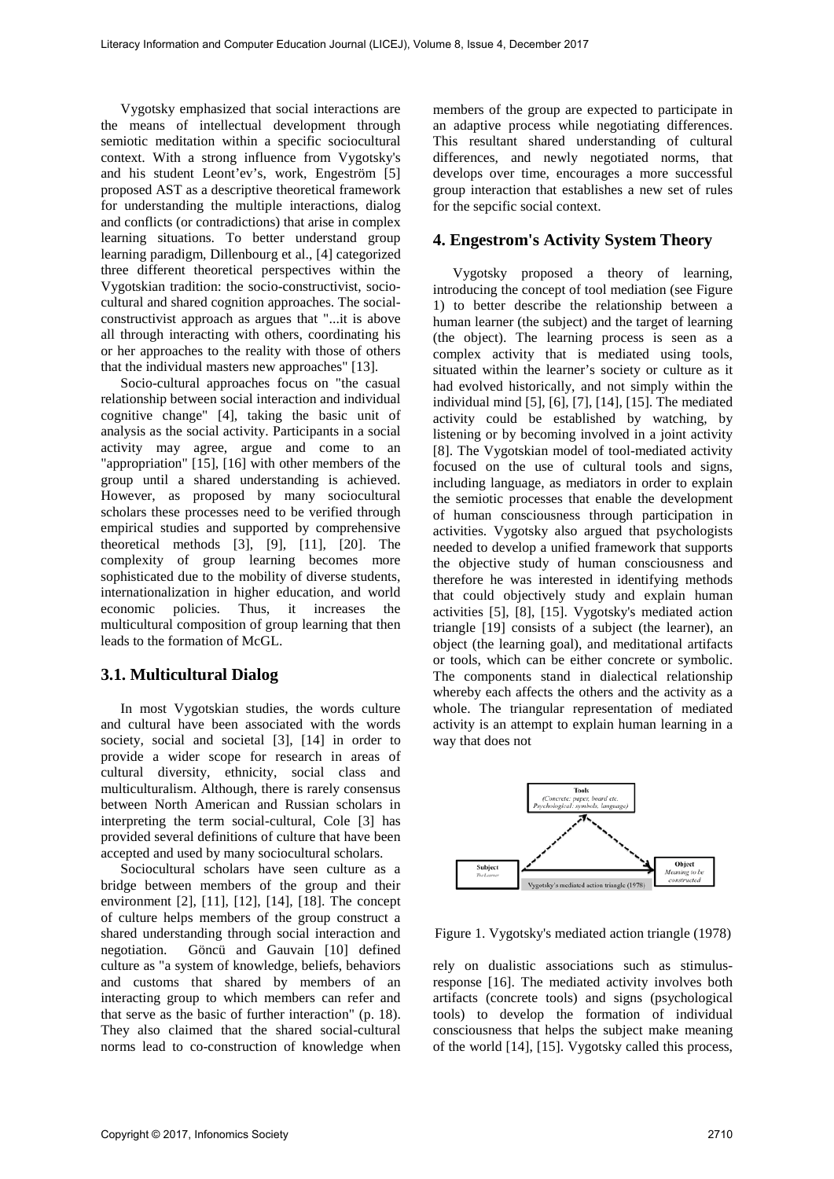Vygotsky emphasized that social interactions are the means of intellectual development through semiotic meditation within a specific sociocultural context. With a strong influence from Vygotsky's and his student Leont'ev's, work, Engeström [5] proposed AST as a descriptive theoretical framework for understanding the multiple interactions, dialog and conflicts (or contradictions) that arise in complex learning situations. To better understand group learning paradigm, Dillenbourg et al., [4] categorized three different theoretical perspectives within the Vygotskian tradition: the socio-constructivist, socio-cultural and shared cognition approaches. The social-constructivist approach as argues that "...it is above all through interacting with others, coordinating his or her approaches to the reality with those of others that the individual masters new approaches" [13].

Socio-cultural approaches focus on "the casual relationship between social interaction and individual cognitive change" [4], taking the basic unit of analysis as the social activity. Participants in a social activity may agree, argue and come to an "appropriation" [15], [16] with other members of the group until a shared understanding is achieved. However, as proposed by many sociocultural scholars these processes need to be verified through empirical studies and supported by comprehensive theoretical methods [3], [9], [11], [20]. The complexity of group learning becomes more sophisticated due to the mobility of diverse students, internationalization in higher education, and world economic policies. Thus, it increases the multicultural composition of group learning that then leads to the formation of McGL.

### 3.1. Multicultural Dialog

In most Vygotskian studies, the words culture and cultural have been associated with the words society, social and societal [3], [14] in order to provide a wider scope for research in areas of cultural diversity, ethnicity, social class and multiculturalism. Although, there is rarely consensus between North American and Russian scholars in interpreting the term social-cultural, Cole [3] has provided several definitions of culture that have been accepted and used by many sociocultural scholars.

Sociocultural scholars have seen culture as a bridge between members of the group and their environment [2], [11], [12], [14], [18]. The concept of culture helps members of the group construct a shared understanding through social interaction and negotiation. Göncü and Gauvain [10] defined culture as "a system of knowledge, beliefs, behaviors and customs that shared by members of an interacting group to which members can refer and that serve as the basic of further interaction" (p. 18). They also claimed that the shared social-cultural norms lead to co-construction of knowledge when members of the group are expected to participate in an adaptive process while negotiating differences. This resultant shared understanding of cultural differences, and newly negotiated norms, that develops over time, encourages a more successful group interaction that establishes a new set of rules for the sepcific social context.

## 4. Engestrom's Activity System Theory

Vygotsky proposed a theory of learning, introducing the concept of tool mediation (see Figure 1) to better describe the relationship between a human learner (the subject) and the target of learning (the object). The learning process is seen as a complex activity that is mediated using tools, situated within the learner's society or culture as it had evolved historically, and not simply within the individual mind [5], [6], [7], [14], [15]. The mediated activity could be established by watching, by listening or by becoming involved in a joint activity [8]. The Vygotskian model of tool-mediated activity focused on the use of cultural tools and signs, including language, as mediators in order to explain the semiotic processes that enable the development of human consciousness through participation in activities. Vygotsky also argued that psychologists needed to develop a unified framework that supports the objective study of human consciousness and therefore he was interested in identifying methods that could objectively study and explain human activities [5], [8], [15]. Vygotsky's mediated action triangle [19] consists of a subject (the learner), an object (the learning goal), and meditational artifacts or tools, which can be either concrete or symbolic. The components stand in dialectical relationship whereby each affects the others and the activity as a whole. The triangular representation of mediated activity is an attempt to explain human learning in a way that does not rely on dualistic associations such as stimulus-response [16]. The mediated activity involves both artifacts (concrete tools) and signs (psychological tools) to develop the formation of individual consciousness that helps the subject make meaning of the world [14], [15]. Vygotsky called this process,

Figure 1. Vygotsky's mediated action triangle (1978)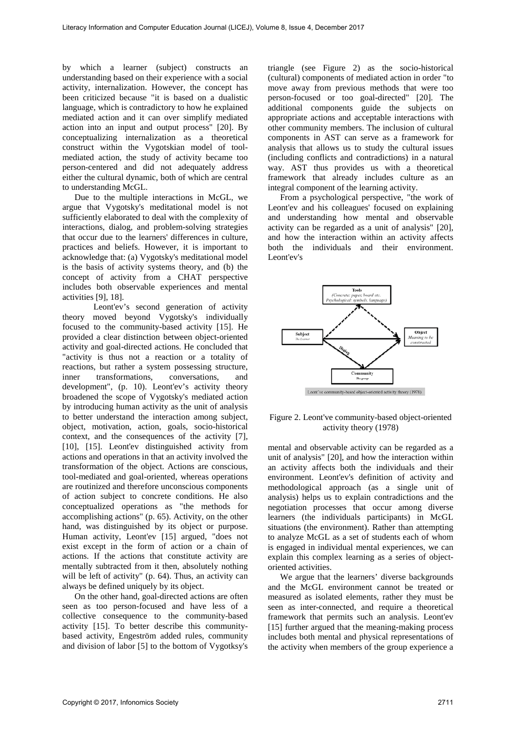by which a learner (subject) constructs an understanding based on their experience with a social activity, internalization. However, the concept has been criticized because "it is based on a dualistic language, which is contradictory to how he explained mediated action and it can over simplify mediated action into an input and output process" [20]. By conceptualizing internalization as a theoretical construct within the Vygotskian model of tool-mediated action, the study of activity became too person-centered and did not adequately address either the cultural dynamic, both of which are central to understanding McGL.

Due to the multiple interactions in McGL, we argue that Vygotsky's meditational model is not sufficiently elaborated to deal with the complexity of interactions, dialog, and problem-solving strategies that occur due to the learners' differences in culture, practices and beliefs. However, it is important to acknowledge that: (a) Vygotsky's meditational model is the basis of activity systems theory, and (b) the concept of activity from a CHAT perspective includes both observable experiences and mental activities [9], 18].

Leont'ev's second generation of activity theory moved beyond Vygotsky's individually focused to the community-based activity [15]. He provided a clear distinction between object-oriented activity and goal-directed actions. He concluded that "activity is thus not a reaction or a totality of reactions, but rather a system possessing structure, inner transformations, conversations, and development", (p. 10). Leont'ev's activity theory broadened the scope of Vygotsky's mediated action by introducing human activity as the unit of analysis to better understand the interaction among subject, object, motivation, action, goals, socio-historical context, and the consequences of the activity [7], [10], [15]. Leont'ev distinguished activity from actions and operations in that an activity involved the transformation of the object. Actions are conscious, tool-mediated and goal-oriented, whereas operations are routinized and therefore unconscious components of action subject to concrete conditions. He also conceptualized operations as "the methods for accomplishing actions" (p. 65). Activity, on the other hand, was distinguished by its object or purpose. Human activity, Leont'ev [15] argued, "does not exist except in the form of action or a chain of actions. If the actions that constitute activity are mentally subtracted from it then, absolutely nothing will be left of activity" (p. 64). Thus, an activity can always be defined uniquely by its object.

On the other hand, goal-directed actions are often seen as too person-focused and have less of a collective consequence to the community-based activity [15]. To better describe this community-based activity, Engeström added rules, community and division of labor [5] to the bottom of Vygotksy's triangle (see Figure 2) as the socio-historical (cultural) components of mediated action in order "to move away from previous methods that were too person-focused or too goal-directed" [20]. The additional components guide the subjects on appropriate actions and acceptable interactions with other community members. The inclusion of cultural components in AST can serve as a framework for analysis that allows us to study the cultural issues (including conflicts and contradictions) in a natural way. AST thus provides us with a theoretical framework that already includes culture as an integral component of the learning activity.

From a psychological perspective, "the work of Leont'ev and his colleagues' focused on explaining and understanding how mental and observable activity can be regarded as a unit of analysis" [20], and how the interaction within an activity affects both the individuals and their environment. Leont'ev's

Figure 2. Leont've community-based object-oriented activity theory (1978)

mental and observable activity can be regarded as a unit of analysis" [20], and how the interaction within an activity affects both the individuals and their environment. Leont'ev's definition of activity and methodological approach (as a single unit of analysis) helps us to explain contradictions and the negotiation processes that occur among diverse learners (the individuals participants) in McGL situations (the environment). Rather than attempting to analyze McGL as a set of students each of whom is engaged in individual mental experiences, we can explain this complex learning as a series of object-oriented activities.

We argue that the learners' diverse backgrounds and the McGL environment cannot be treated or measured as isolated elements, rather they must be seen as inter-connected, and require a theoretical framework that permits such an analysis. Leont'ev [15] further argued that the meaning-making process includes both mental and physical representations of the activity when members of the group experience a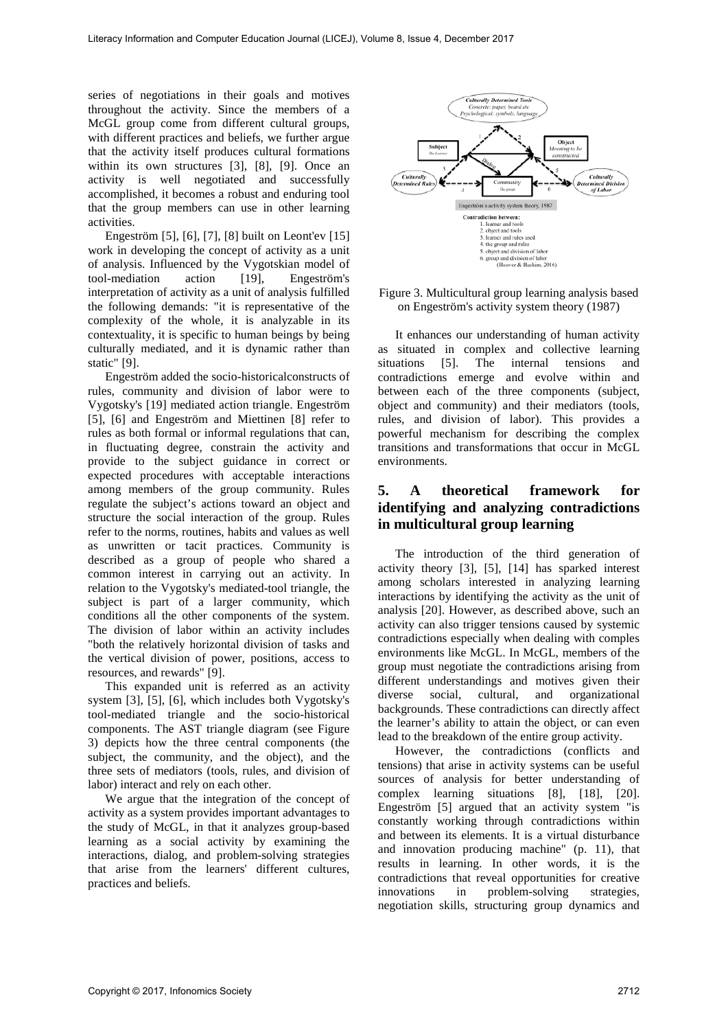series of negotiations in their goals and motives throughout the activity. Since the members of a McGL group come from different cultural groups, with different practices and beliefs, we further argue that the activity itself produces cultural formations within its own structures [3], [8], [9]. Once an activity is well negotiated and successfully accomplished, it becomes a robust and enduring tool that the group members can use in other learning activities.

Engeström [5], [6], [7], [8] built on Leont'ev [15] work in developing the concept of activity as a unit of analysis. Influenced by the Vygotskian model of tool-mediation action [19], Engeström's interpretation of activity as a unit of analysis fulfilled the following demands: "it is representative of the complexity of the whole, it is analyzable in its contextuality, it is specific to human beings by being culturally mediated, and it is dynamic rather than static" [9].

Engeström added the socio-historicalconstructs of rules, community and division of labor were to Vygotsky's [19] mediated action triangle. Engeström [5], [6] and Engeström and Miettinen [8] refer to rules as both formal or informal regulations that can, in fluctuating degree, constrain the activity and provide to the subject guidance in correct or expected procedures with acceptable interactions among members of the group community. Rules regulate the subject's actions toward an object and structure the social interaction of the group. Rules refer to the norms, routines, habits and values as well as unwritten or tacit practices. Community is described as a group of people who shared a common interest in carrying out an activity. In relation to the Vygotsky's mediated-tool triangle, the subject is part of a larger community, which conditions all the other components of the system. The division of labor within an activity includes "both the relatively horizontal division of tasks and the vertical division of power, positions, access to resources, and rewards" [9].

This expanded unit is referred as an activity system [3], [5], [6], which includes both Vygotsky's tool-mediated triangle and the socio-historical components. The AST triangle diagram (see Figure 3) depicts how the three central components (the subject, the community, and the object), and the three sets of mediators (tools, rules, and division of labor) interact and rely on each other.

We argue that the integration of the concept of activity as a system provides important advantages to the study of McGL, in that it analyzes group-based learning as a social activity by examining the interactions, dialog, and problem-solving strategies that arise from the learners' different cultures, practices and beliefs.

Figure 3. Multicultural group learning analysis based on Engeström's activity system theory (1987)

It enhances our understanding of human activity as situated in complex and collective learning situations [5]. The internal tensions and contradictions emerge and evolve within and between each of the three components (subject, object and community) and their mediators (tools, rules, and division of labor). This provides a powerful mechanism for describing the complex transitions and transformations that occur in McGL environments.

## 5. A theoretical framework for identifying and analyzing contradictions in multicultural group learning

The introduction of the third generation of activity theory [3], [5], [14] has sparked interest among scholars interested in analyzing learning interactions by identifying the activity as the unit of analysis [20]. However, as described above, such an activity can also trigger tensions caused by systemic contradictions especially when dealing with comples environments like McGL. In McGL, members of the group must negotiate the contradictions arising from different understandings and motives given their diverse social, cultural, and organizational backgrounds. These contradictions can directly affect the learner's ability to attain the object, or can even lead to the breakdown of the entire group activity.

However, the contradictions (conflicts and tensions) that arise in activity systems can be useful sources of analysis for better understanding of complex learning situations [8], [18], [20]. Engeström [5] argued that an activity system "is constantly working through contradictions within and between its elements. It is a virtual disturbance and innovation producing machine" (p. 11), that results in learning. In other words, it is the contradictions that reveal opportunities for creative innovations in problem-solving strategies, negotiation skills, structuring group dynamics and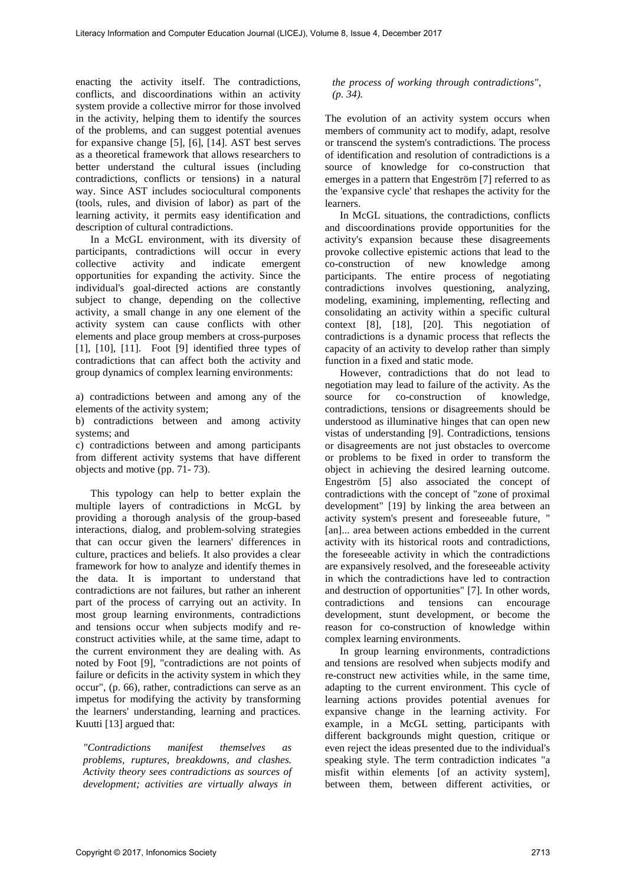enacting the activity itself. The contradictions, conflicts, and discoordinations within an activity system provide a collective mirror for those involved in the activity, helping them to identify the sources of the problems, and can suggest potential avenues for expansive change [5], [6], [14]. AST best serves as a theoretical framework that allows researchers to better understand the cultural issues (including contradictions, conflicts or tensions) in a natural way. Since AST includes sociocultural components (tools, rules, and division of labor) as part of the learning activity, it permits easy identification and description of cultural contradictions.

In a McGL environment, with its diversity of participants, contradictions will occur in every collective activity and indicate emergent opportunities for expanding the activity. Since the individual's goal-directed actions are constantly subject to change, depending on the collective activity, a small change in any one element of the activity system can cause conflicts with other elements and place group members at cross-purposes [1], [10], [11]. Foot [9] identified three types of contradictions that can affect both the activity and group dynamics of complex learning environments:

a) contradictions between and among any of the elements of the activity system;
b) contradictions between and among activity systems; and
c) contradictions between and among participants from different activity systems that have different objects and motive (pp. 71- 73).

This typology can help to better explain the multiple layers of contradictions in McGL by providing a thorough analysis of the group-based interactions, dialog, and problem-solving strategies that can occur given the learners' differences in culture, practices and beliefs. It also provides a clear framework for how to analyze and identify themes in the data. It is important to understand that contradictions are not failures, but rather an inherent part of the process of carrying out an activity. In most group learning environments, contradictions and tensions occur when subjects modify and re-construct activities while, at the same time, adapt to the current environment they are dealing with. As noted by Foot [9], "contradictions are not points of failure or deficits in the activity system in which they occur", (p. 66), rather, contradictions can serve as an impetus for modifying the activity by transforming the learners' understanding, learning and practices. Kuutti [13] argued that:

*"Contradictions manifest themselves as problems, ruptures, breakdowns, and clashes. Activity theory sees contradictions as sources of development; activities are virtually always in the process of working through contradictions", (p. 34).*

The evolution of an activity system occurs when members of community act to modify, adapt, resolve or transcend the system's contradictions. The process of identification and resolution of contradictions is a source of knowledge for co-construction that emerges in a pattern that Engeström [7] referred to as the 'expansive cycle' that reshapes the activity for the learners.

In McGL situations, the contradictions, conflicts and discoordinations provide opportunities for the activity's expansion because these disagreements provoke collective epistemic actions that lead to the co-construction of new knowledge among participants. The entire process of negotiating contradictions involves questioning, analyzing, modeling, examining, implementing, reflecting and consolidating an activity within a specific cultural context [8], [18], [20]. This negotiation of contradictions is a dynamic process that reflects the capacity of an activity to develop rather than simply function in a fixed and static mode.

However, contradictions that do not lead to negotiation may lead to failure of the activity. As the source for co-construction of knowledge, contradictions, tensions or disagreements should be understood as illuminative hinges that can open new vistas of understanding [9]. Contradictions, tensions or disagreements are not just obstacles to overcome or problems to be fixed in order to transform the object in achieving the desired learning outcome. Engeström [5] also associated the concept of contradictions with the concept of "zone of proximal development" [19] by linking the area between an activity system's present and foreseeable future, " [an]... area between actions embedded in the current activity with its historical roots and contradictions, the foreseeable activity in which the contradictions are expansively resolved, and the foreseeable activity in which the contradictions have led to contraction and destruction of opportunities" [7]. In other words, contradictions and tensions can encourage development, stunt development, or become the reason for co-construction of knowledge within complex learning environments.

In group learning environments, contradictions and tensions are resolved when subjects modify and re-construct new activities while, in the same time, adapting to the current environment. This cycle of learning actions provides potential avenues for expansive change in the learning activity. For example, in a McGL setting, participants with different backgrounds might question, critique or even reject the ideas presented due to the individual's speaking style. The term contradiction indicates "a misfit within elements [of an activity system], between them, between different activities, or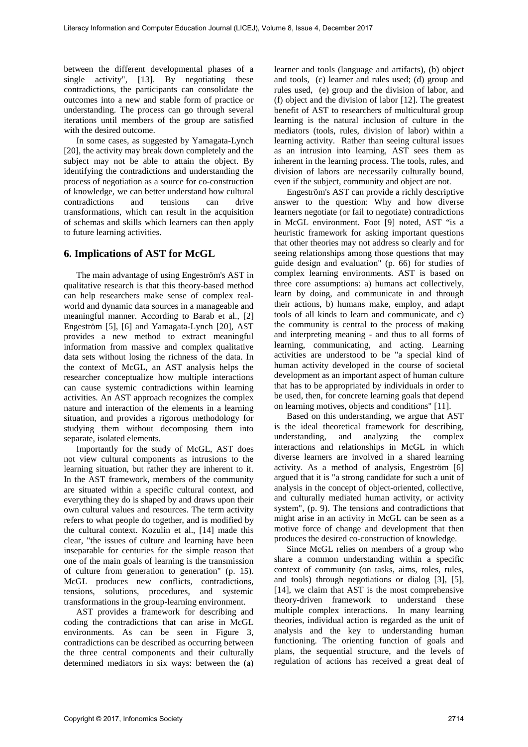between the different developmental phases of a single activity", [13]. By negotiating these contradictions, the participants can consolidate the outcomes into a new and stable form of practice or understanding. The process can go through several iterations until members of the group are satisfied with the desired outcome.

In some cases, as suggested by Yamagata-Lynch [20], the activity may break down completely and the subject may not be able to attain the object. By identifying the contradictions and understanding the process of negotiation as a source for co-construction of knowledge, we can better understand how cultural contradictions and tensions can drive transformations, which can result in the acquisition of schemas and skills which learners can then apply to future learning activities.

## 6. Implications of AST for McGL

The main advantage of using Engeström's AST in qualitative research is that this theory-based method can help researchers make sense of complex real-world and dynamic data sources in a manageable and meaningful manner. According to Barab et al., [2] Engeström [5], [6] and Yamagata-Lynch [20], AST provides a new method to extract meaningful information from massive and complex qualitative data sets without losing the richness of the data. In the context of McGL, an AST analysis helps the researcher conceptualize how multiple interactions can cause systemic contradictions within learning activities. An AST approach recognizes the complex nature and interaction of the elements in a learning situation, and provides a rigorous methodology for studying them without decomposing them into separate, isolated elements.

Importantly for the study of McGL, AST does not view cultural components as intrusions to the learning situation, but rather they are inherent to it. In the AST framework, members of the community are situated within a specific cultural context, and everything they do is shaped by and draws upon their own cultural values and resources. The term activity refers to what people do together, and is modified by the cultural context. Kozulin et al., [14] made this clear, "the issues of culture and learning have been inseparable for centuries for the simple reason that one of the main goals of learning is the transmission of culture from generation to generation" (p. 15). McGL produces new conflicts, contradictions, tensions, solutions, procedures, and systemic transformations in the group-learning environment.

AST provides a framework for describing and coding the contradictions that can arise in McGL environments. As can be seen in Figure 3, contradictions can be described as occurring between the three central components and their culturally determined mediators in six ways: between the (a) learner and tools (language and artifacts), (b) object and tools, (c) learner and rules used; (d) group and rules used, (e) group and the division of labor, and (f) object and the division of labor [12]. The greatest benefit of AST to researchers of multicultural group learning is the natural inclusion of culture in the mediators (tools, rules, division of labor) within a learning activity. Rather than seeing cultural issues as an intrusion into learning, AST sees them as inherent in the learning process. The tools, rules, and division of labors are necessarily culturally bound, even if the subject, community and object are not.

Engeström's AST can provide a richly descriptive answer to the question: Why and how diverse learners negotiate (or fail to negotiate) contradictions in McGL environment. Foot [9] noted, AST "is a heuristic framework for asking important questions that other theories may not address so clearly and for seeing relationships among those questions that may guide design and evaluation" (p. 66) for studies of complex learning environments. AST is based on three core assumptions: a) humans act collectively, learn by doing, and communicate in and through their actions, b) humans make, employ, and adapt tools of all kinds to learn and communicate, and c) the community is central to the process of making and interpreting meaning - and thus to all forms of learning, communicating, and acting. Learning activities are understood to be "a special kind of human activity developed in the course of societal development as an important aspect of human culture that has to be appropriated by individuals in order to be used, then, for concrete learning goals that depend on learning motives, objects and conditions" [11].

Based on this understanding, we argue that AST is the ideal theoretical framework for describing, understanding, and analyzing the complex interactions and relationships in McGL in which diverse learners are involved in a shared learning activity. As a method of analysis, Engeström [6] argued that it is "a strong candidate for such a unit of analysis in the concept of object-oriented, collective, and culturally mediated human activity, or activity system", (p. 9). The tensions and contradictions that might arise in an activity in McGL can be seen as a motive force of change and development that then produces the desired co-construction of knowledge.

Since McGL relies on members of a group who share a common understanding within a specific context of community (on tasks, aims, roles, rules, and tools) through negotiations or dialog [3], [5], [14], we claim that AST is the most comprehensive theory-driven framework to understand these multiple complex interactions. In many learning theories, individual action is regarded as the unit of analysis and the key to understanding human functioning. The orienting function of goals and plans, the sequential structure, and the levels of regulation of actions has received a great deal of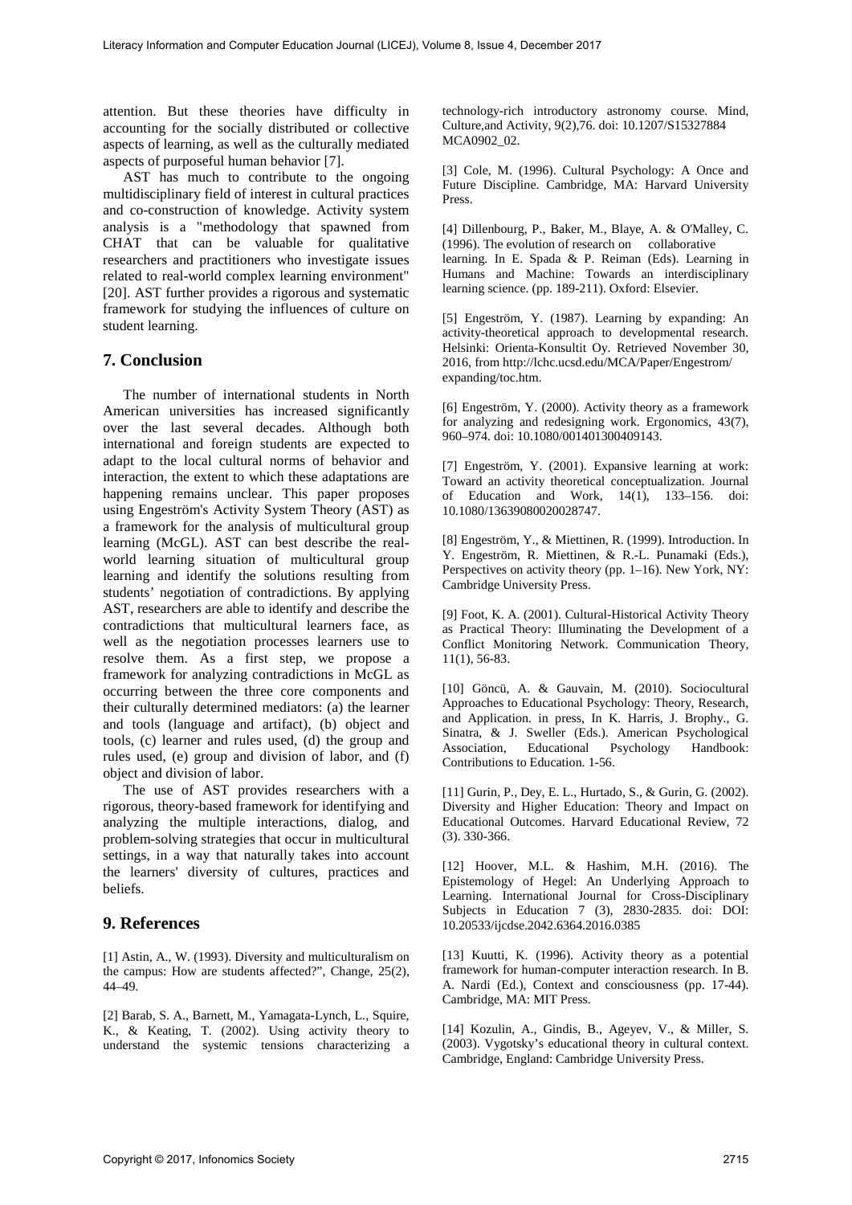attention. But these theories have difficulty in accounting for the socially distributed or collective aspects of learning, as well as the culturally mediated aspects of purposeful human behavior [7].

AST has much to contribute to the ongoing multidisciplinary field of interest in cultural practices and co-construction of knowledge. Activity system analysis is a "methodology that spawned from CHAT that can be valuable for qualitative researchers and practitioners who investigate issues related to real-world complex learning environment" [20]. AST further provides a rigorous and systematic framework for studying the influences of culture on student learning.

## 7. Conclusion

The number of international students in North American universities has increased significantly over the last several decades. Although both international and foreign students are expected to adapt to the local cultural norms of behavior and interaction, the extent to which these adaptations are happening remains unclear. This paper proposes using Engeström's Activity System Theory (AST) as a framework for the analysis of multicultural group learning (McGL). AST can best describe the real-world learning situation of multicultural group learning and identify the solutions resulting from students' negotiation of contradictions. By applying AST, researchers are able to identify and describe the contradictions that multicultural learners face, as well as the negotiation processes learners use to resolve them. As a first step, we propose a framework for analyzing contradictions in McGL as occurring between the three core components and their culturally determined mediators: (a) the learner and tools (language and artifact), (b) object and tools, (c) learner and rules used, (d) the group and rules used, (e) group and division of labor, and (f) object and division of labor.

The use of AST provides researchers with a rigorous, theory-based framework for identifying and analyzing the multiple interactions, dialog, and problem-solving strategies that occur in multicultural settings, in a way that naturally takes into account the learners' diversity of cultures, practices and beliefs.

## 9. References

[1] Astin, A., W. (1993). Diversity and multiculturalism on the campus: How are students affected?", Change, 25(2), 44–49.

[2] Barab, S. A., Barnett, M., Yamagata-Lynch, L., Squire, K., & Keating, T. (2002). Using activity theory to understand the systemic tensions characterizing a technology-rich introductory astronomy course. Mind, Culture,and Activity, 9(2),76. doi: 10.1207/S15327884 MCA0902_02.

[3] Cole, M. (1996). Cultural Psychology: A Once and Future Discipline. Cambridge, MA: Harvard University Press.

[4] Dillenbourg, P., Baker, M., Blaye, A. & O'Malley, C. (1996). The evolution of research on collaborative learning. In E. Spada & P. Reiman (Eds). Learning in Humans and Machine: Towards an interdisciplinary learning science. (pp. 189-211). Oxford: Elsevier.

[5] Engeström, Y. (1987). Learning by expanding: An activity-theoretical approach to developmental research. Helsinki: Orienta-Konsultit Oy. Retrieved November 30, 2016, from http://lchc.ucsd.edu/MCA/Paper/Engestrom/expanding/toc.htm.

[6] Engeström, Y. (2000). Activity theory as a framework for analyzing and redesigning work. Ergonomics, 43(7), 960–974. doi: 10.1080/001401300409143.

[7] Engeström, Y. (2001). Expansive learning at work: Toward an activity theoretical conceptualization. Journal of Education and Work, 14(1), 133–156. doi: 10.1080/13639080020028747.

[8] Engeström, Y., & Miettinen, R. (1999). Introduction. In Y. Engeström, R. Miettinen, & R.-L. Punamaki (Eds.), Perspectives on activity theory (pp. 1–16). New York, NY: Cambridge University Press.

[9] Foot, K. A. (2001). Cultural-Historical Activity Theory as Practical Theory: Illuminating the Development of a Conflict Monitoring Network. Communication Theory, 11(1), 56-83.

[10] Göncü, A. & Gauvain, M. (2010). Sociocultural Approaches to Educational Psychology: Theory, Research, and Application. in press, In K. Harris, J. Brophy., G. Sinatra, & J. Sweller (Eds.). American Psychological Association, Educational Psychology Handbook: Contributions to Education. 1-56.

[11] Gurin, P., Dey, E. L., Hurtado, S., & Gurin, G. (2002). Diversity and Higher Education: Theory and Impact on Educational Outcomes. Harvard Educational Review, 72 (3). 330-366.

[12] Hoover, M.L. & Hashim, M.H. (2016). The Epistemology of Hegel: An Underlying Approach to Learning. International Journal for Cross-Disciplinary Subjects in Education 7 (3), 2830-2835. doi: DOI: 10.20533/ijcdse.2042.6364.2016.0385

[13] Kuutti, K. (1996). Activity theory as a potential framework for human-computer interaction research. In B. A. Nardi (Ed.), Context and consciousness (pp. 17-44). Cambridge, MA: MIT Press.

[14] Kozulin, A., Gindis, B., Ageyev, V., & Miller, S. (2003). Vygotsky's educational theory in cultural context. Cambridge, England: Cambridge University Press.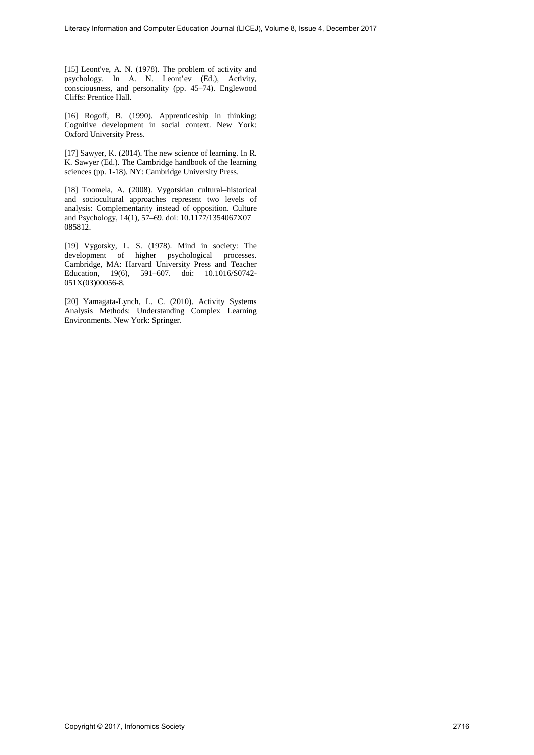[15] Leont've, A. N. (1978). The problem of activity and psychology. In A. N. Leont'ev (Ed.), Activity, consciousness, and personality (pp. 45–74). Englewood Cliffs: Prentice Hall.

[16] Rogoff, B. (1990). Apprenticeship in thinking: Cognitive development in social context. New York: Oxford University Press.

[17] Sawyer, K. (2014). The new science of learning. In R. K. Sawyer (Ed.). The Cambridge handbook of the learning sciences (pp. 1-18). NY: Cambridge University Press.

[18] Toomela, A. (2008). Vygotskian cultural–historical and sociocultural approaches represent two levels of analysis: Complementarity instead of opposition. Culture and Psychology, 14(1), 57–69. doi: 10.1177/1354067X07 085812.

[19] Vygotsky, L. S. (1978). Mind in society: The development of higher psychological processes. Cambridge, MA: Harvard University Press and Teacher Education, 19(6), 591–607. doi: 10.1016/S0742-051X(03)00056-8.

[20] Yamagata-Lynch, L. C. (2010). Activity Systems Analysis Methods: Understanding Complex Learning Environments. New York: Springer.